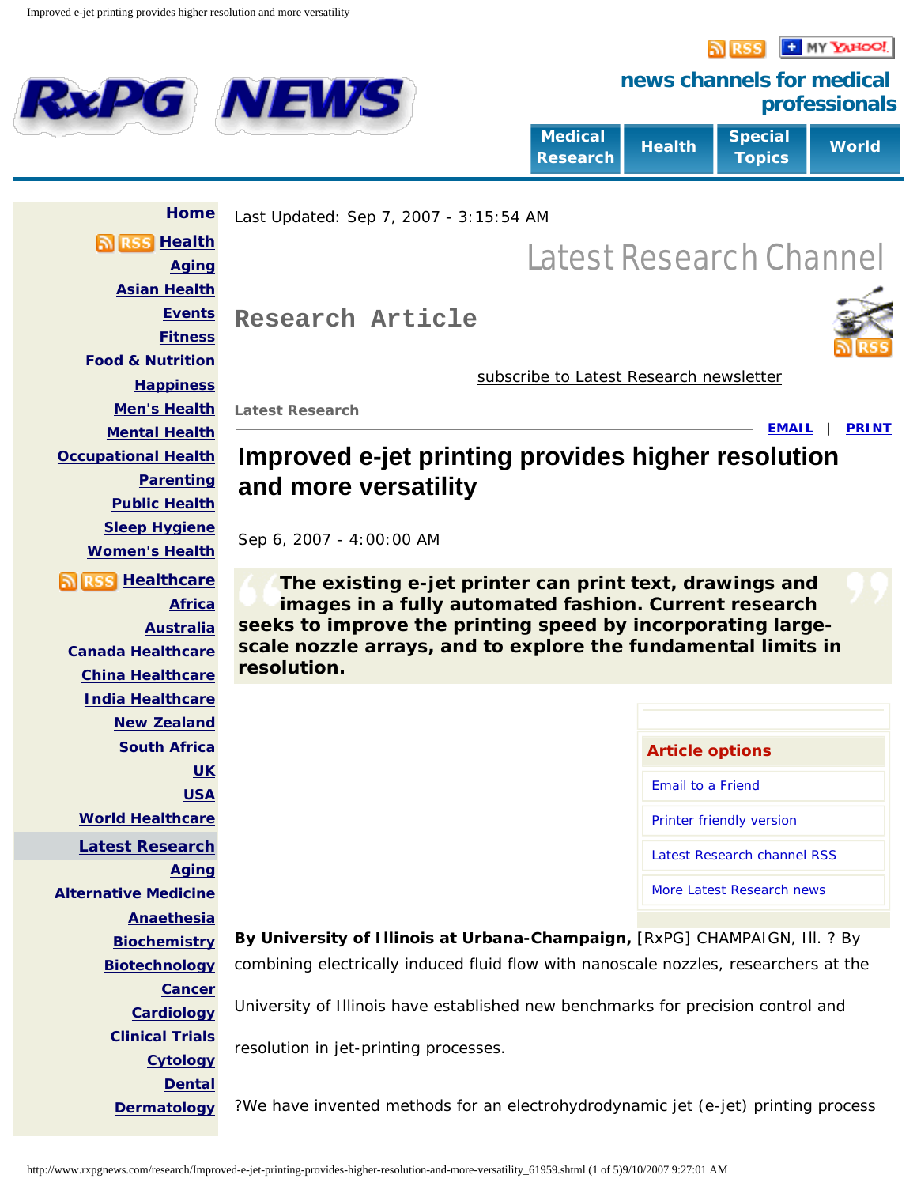# RxPG NEWS

news channels for medical professionals

Medical Research | Health | Special Topics | World

Home
Health
Aging
Asian Health
Events
Fitness
Food & Nutrition
Happiness
Men's Health
Mental Health
Occupational Health
Parenting
Public Health
Sleep Hygiene
Women's Health
Healthcare
Africa
Australia
Canada Healthcare
China Healthcare
India Healthcare
New Zealand
South Africa
UK
USA
World Healthcare
Latest Research
Aging
Alternative Medicine
Anaethesia
Biochemistry
Biotechnology
Cancer
Cardiology
Clinical Trials
Cytology
Dental
Dermatology

Last Updated: Sep 7, 2007 - 3:15:54 AM

Latest Research Channel

## Research Article

subscribe to Latest Research newsletter

**Latest Research**

EMAIL | PRINT

# Improved e-jet printing provides higher resolution and more versatility

Sep 6, 2007 - 4:00:00 AM

> **The existing e-jet printer can print text, drawings and images in a fully automated fashion. Current research seeks to improve the printing speed by incorporating large-scale nozzle arrays, and to explore the fundamental limits in resolution.**

**Article options**

- Email to a Friend
- Printer friendly version
- Latest Research channel RSS
- More Latest Research news

**By University of Illinois at Urbana-Champaign,** [RxPG] CHAMPAIGN, Ill. ? By combining electrically induced fluid flow with nanoscale nozzles, researchers at the University of Illinois have established new benchmarks for precision control and resolution in jet-printing processes.

?We have invented methods for an electrohydrodynamic jet (e-jet) printing process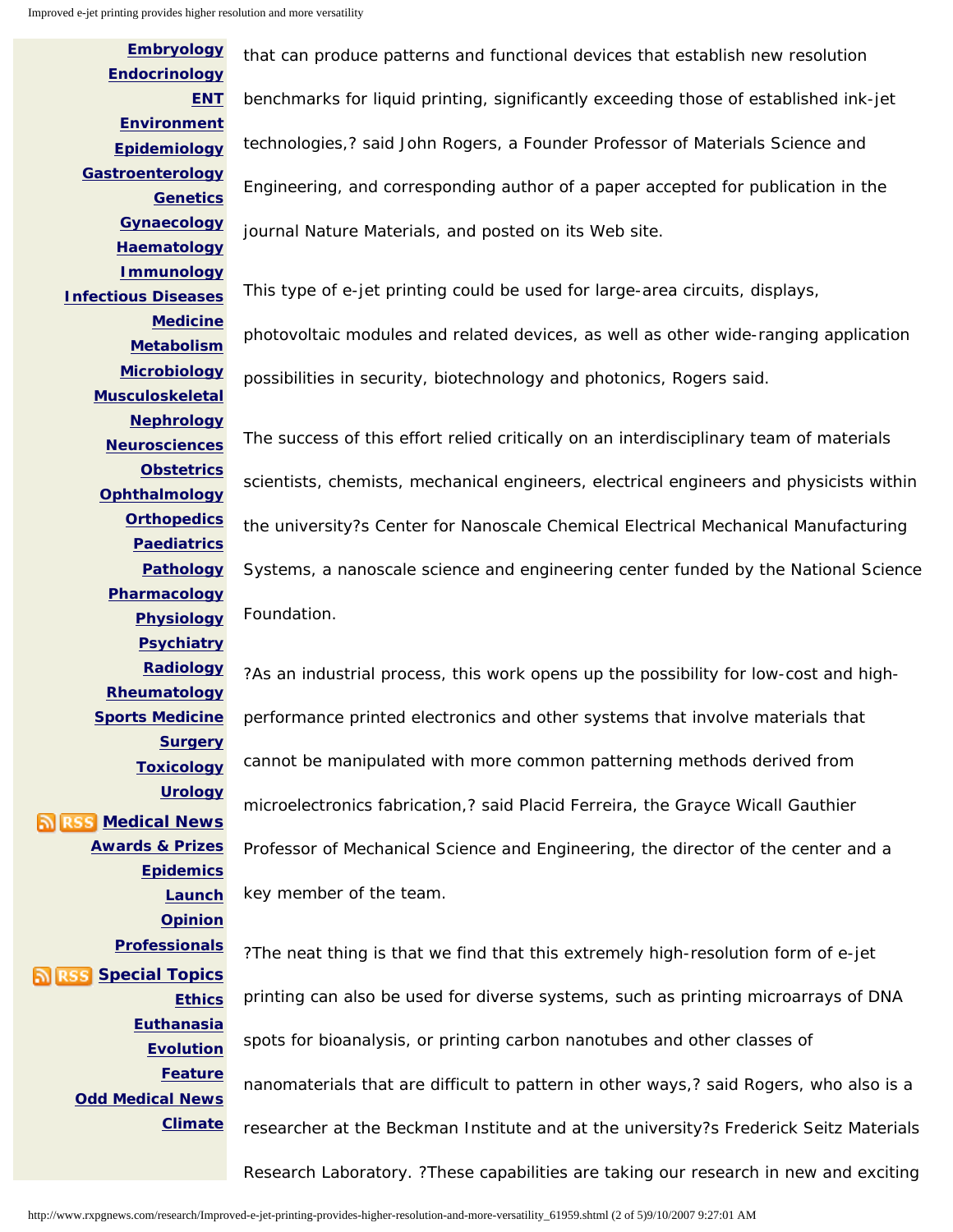Embryology
Endocrinology
ENT
Environment
Epidemiology
Gastroenterology
Genetics
Gynaecology
Haematology
Immunology
Infectious Diseases
Medicine
Metabolism
Microbiology
Musculoskeletal
Nephrology
Neurosciences
Obstetrics
Ophthalmology
Orthopedics
Paediatrics
Pathology
Pharmacology
Physiology
Psychiatry
Radiology
Rheumatology
Sports Medicine
Surgery
Toxicology
Urology
RSS Medical News
Awards & Prizes
Epidemics
Launch
Opinion
Professionals
RSS Special Topics
Ethics
Euthanasia
Evolution
Feature
Odd Medical News
Climate

that can produce patterns and functional devices that establish new resolution benchmarks for liquid printing, significantly exceeding those of established ink-jet technologies,? said John Rogers, a Founder Professor of Materials Science and Engineering, and corresponding author of a paper accepted for publication in the journal Nature Materials, and posted on its Web site.

This type of e-jet printing could be used for large-area circuits, displays, photovoltaic modules and related devices, as well as other wide-ranging application possibilities in security, biotechnology and photonics, Rogers said.

The success of this effort relied critically on an interdisciplinary team of materials scientists, chemists, mechanical engineers, electrical engineers and physicists within the university?s Center for Nanoscale Chemical Electrical Mechanical Manufacturing Systems, a nanoscale science and engineering center funded by the National Science Foundation.

?As an industrial process, this work opens up the possibility for low-cost and high-performance printed electronics and other systems that involve materials that cannot be manipulated with more common patterning methods derived from microelectronics fabrication,? said Placid Ferreira, the Grayce Wicall Gauthier Professor of Mechanical Science and Engineering, the director of the center and a key member of the team.

?The neat thing is that we find that this extremely high-resolution form of e-jet printing can also be used for diverse systems, such as printing microarrays of DNA spots for bioanalysis, or printing carbon nanotubes and other classes of nanomaterials that are difficult to pattern in other ways,? said Rogers, who also is a researcher at the Beckman Institute and at the university?s Frederick Seitz Materials Research Laboratory. ?These capabilities are taking our research in new and exciting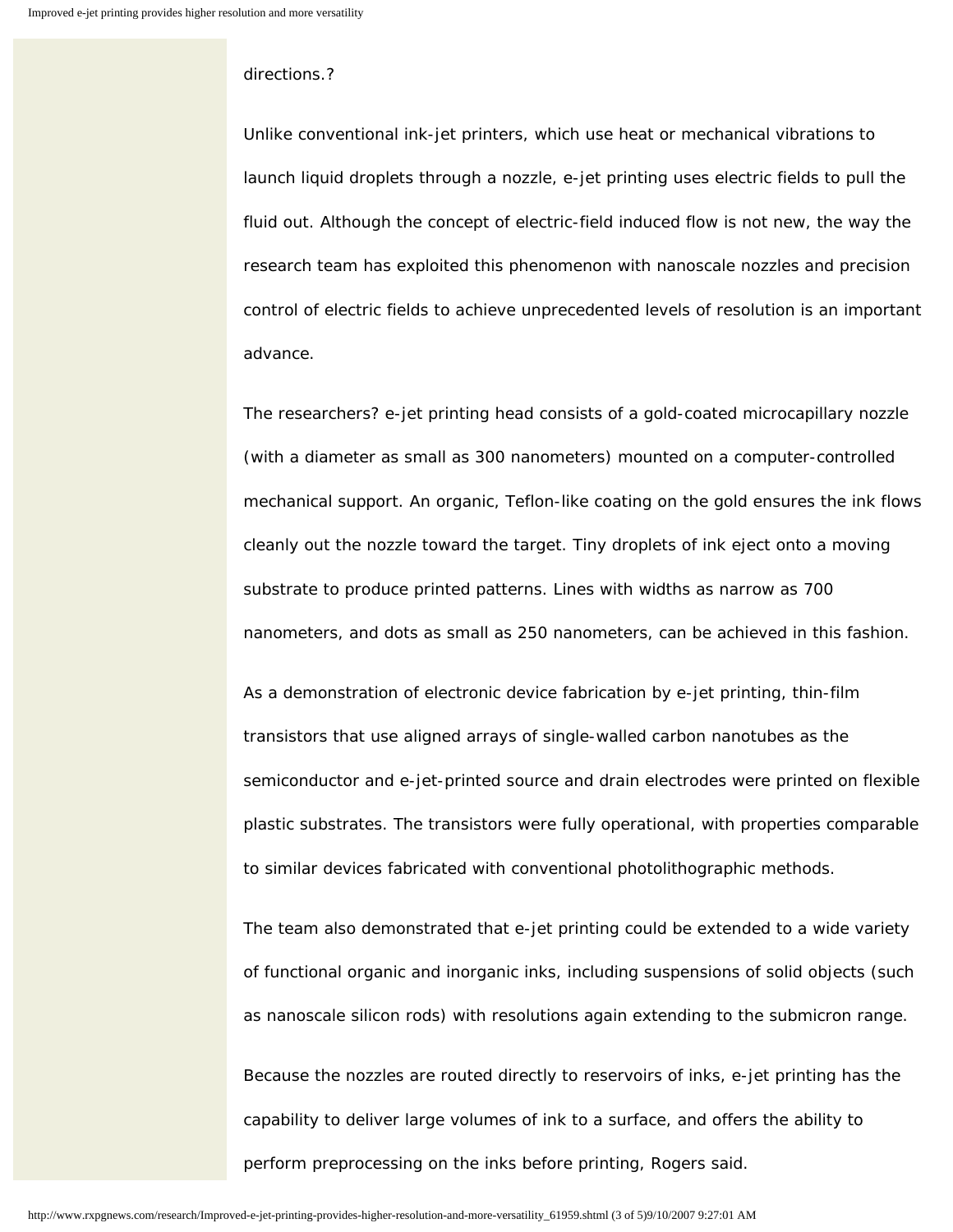directions.?

Unlike conventional ink-jet printers, which use heat or mechanical vibrations to launch liquid droplets through a nozzle, e-jet printing uses electric fields to pull the fluid out. Although the concept of electric-field induced flow is not new, the way the research team has exploited this phenomenon with nanoscale nozzles and precision control of electric fields to achieve unprecedented levels of resolution is an important advance.

The researchers? e-jet printing head consists of a gold-coated microcapillary nozzle (with a diameter as small as 300 nanometers) mounted on a computer-controlled mechanical support. An organic, Teflon-like coating on the gold ensures the ink flows cleanly out the nozzle toward the target. Tiny droplets of ink eject onto a moving substrate to produce printed patterns. Lines with widths as narrow as 700 nanometers, and dots as small as 250 nanometers, can be achieved in this fashion.

As a demonstration of electronic device fabrication by e-jet printing, thin-film transistors that use aligned arrays of single-walled carbon nanotubes as the semiconductor and e-jet-printed source and drain electrodes were printed on flexible plastic substrates. The transistors were fully operational, with properties comparable to similar devices fabricated with conventional photolithographic methods.

The team also demonstrated that e-jet printing could be extended to a wide variety of functional organic and inorganic inks, including suspensions of solid objects (such as nanoscale silicon rods) with resolutions again extending to the submicron range.

Because the nozzles are routed directly to reservoirs of inks, e-jet printing has the capability to deliver large volumes of ink to a surface, and offers the ability to perform preprocessing on the inks before printing, Rogers said.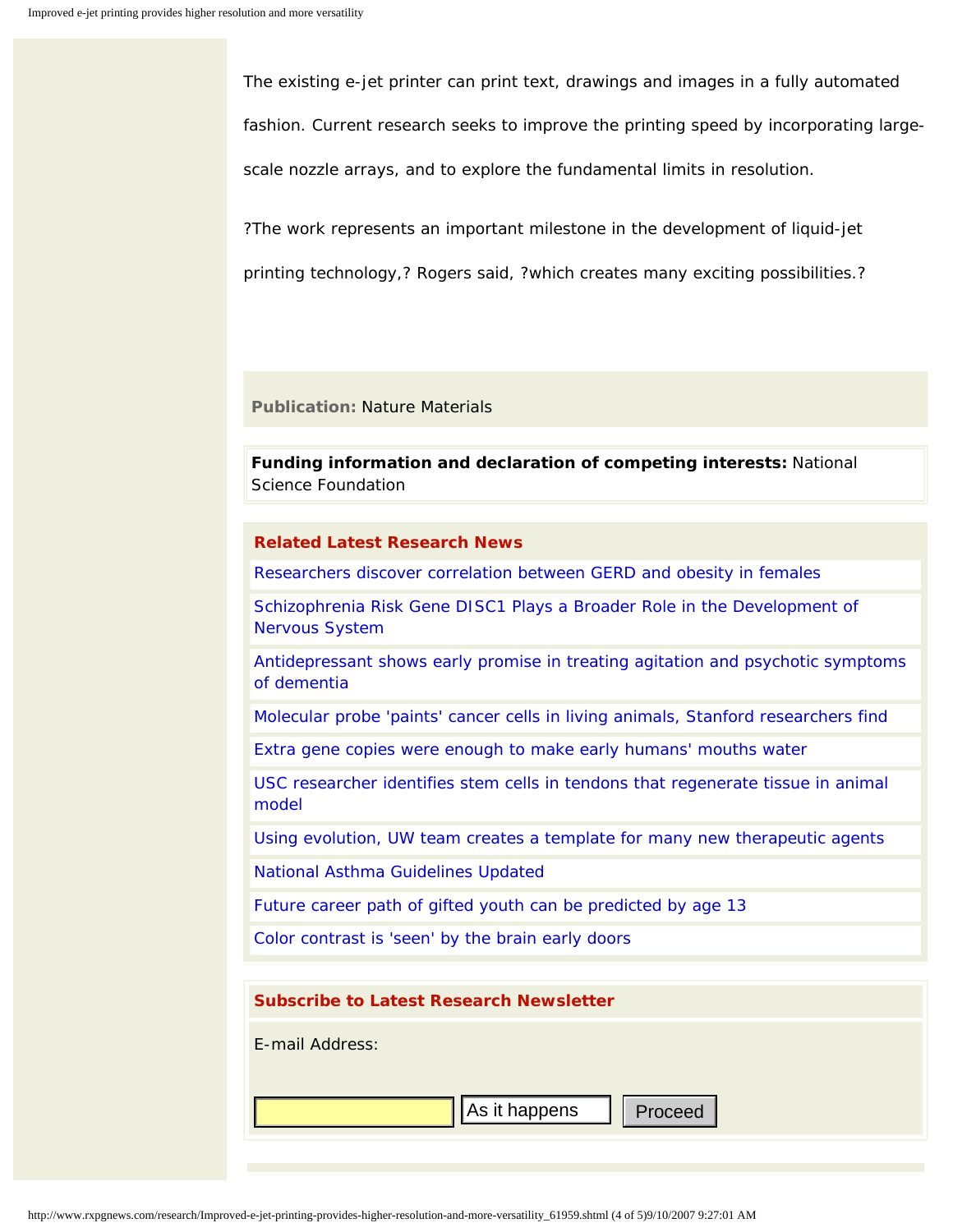The existing e-jet printer can print text, drawings and images in a fully automated fashion. Current research seeks to improve the printing speed by incorporating large-scale nozzle arrays, and to explore the fundamental limits in resolution.

?The work represents an important milestone in the development of liquid-jet printing technology,? Rogers said, ?which creates many exciting possibilities.?

**Publication:** Nature Materials

**Funding information and declaration of competing interests:** National Science Foundation

**Related Latest Research News**

- Researchers discover correlation between GERD and obesity in females
- Schizophrenia Risk Gene DISC1 Plays a Broader Role in the Development of Nervous System
- Antidepressant shows early promise in treating agitation and psychotic symptoms of dementia
- Molecular probe 'paints' cancer cells in living animals, Stanford researchers find
- Extra gene copies were enough to make early humans' mouths water
- USC researcher identifies stem cells in tendons that regenerate tissue in animal model
- Using evolution, UW team creates a template for many new therapeutic agents
- National Asthma Guidelines Updated
- Future career path of gifted youth can be predicted by age 13
- Color contrast is 'seen' by the brain early doors

**Subscribe to Latest Research Newsletter**

E-mail Address:

As it happens Proceed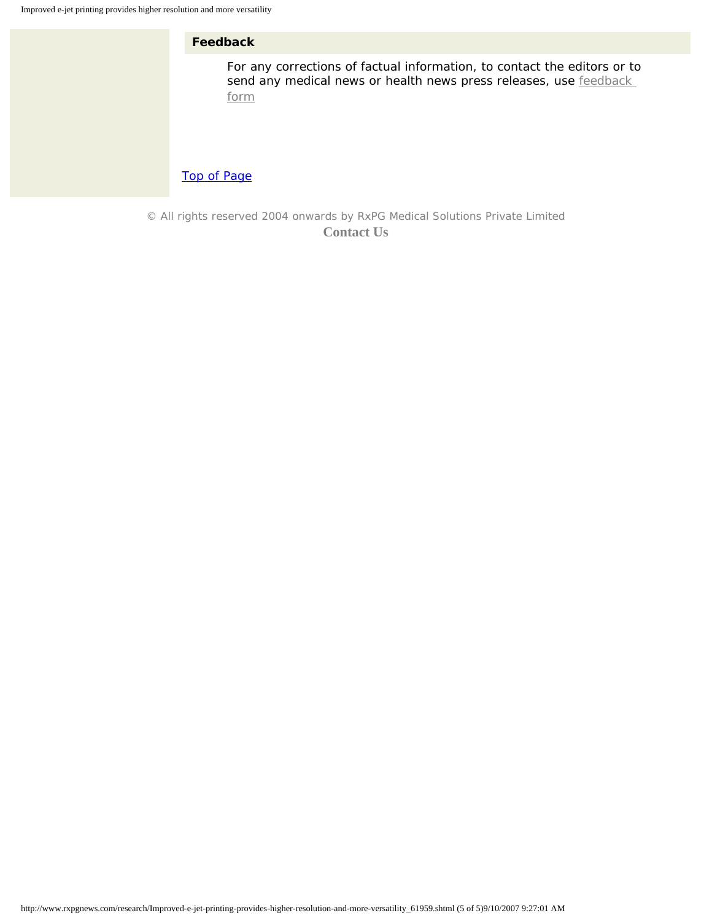### Feedback

For any corrections of factual information, to contact the editors or to send any medical news or health news press releases, use feedback form

Top of Page

© All rights reserved 2004 onwards by RxPG Medical Solutions Private Limited

**Contact Us**